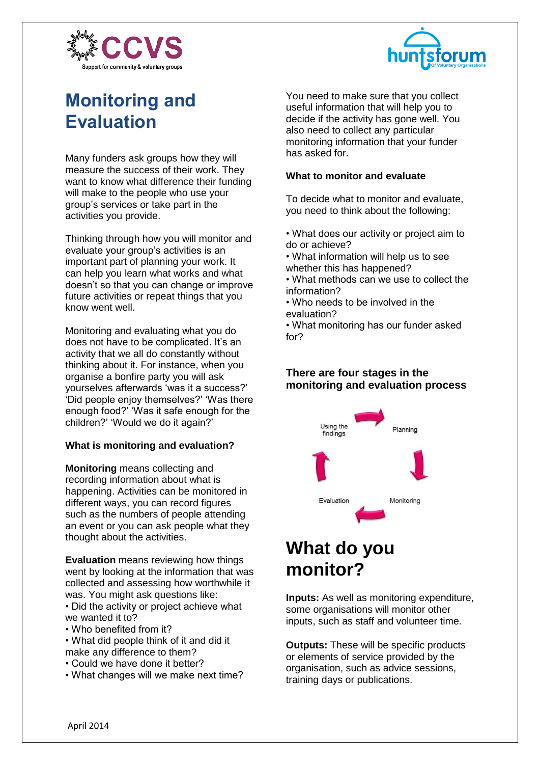# Monitoring and Evaluation

Many funders ask groups how they will measure the success of their work. They want to know what difference their funding will make to the people who use your group's services or take part in the activities you provide.

Thinking through how you will monitor and evaluate your group's activities is an important part of planning your work. It can help you learn what works and what doesn't so that you can change or improve future activities or repeat things that you know went well.

Monitoring and evaluating what you do does not have to be complicated. It's an activity that we all do constantly without thinking about it. For instance, when you organise a bonfire party you will ask yourselves afterwards 'was it a success?' 'Did people enjoy themselves?' 'Was there enough food?' 'Was it safe enough for the children?' 'Would we do it again?'

**What is monitoring and evaluation?**

**Monitoring** means collecting and recording information about what is happening. Activities can be monitored in different ways, you can record figures such as the numbers of people attending an event or you can ask people what they thought about the activities.

**Evaluation** means reviewing how things went by looking at the information that was collected and assessing how worthwhile it was. You might ask questions like:

- Did the activity or project achieve what we wanted it to?
- Who benefited from it?
- What did people think of it and did it make any difference to them?
- Could we have done it better?
- What changes will we make next time?

You need to make sure that you collect useful information that will help you to decide if the activity has gone well. You also need to collect any particular monitoring information that your funder has asked for.

**What to monitor and evaluate**

To decide what to monitor and evaluate, you need to think about the following:

- What does our activity or project aim to do or achieve?
- What information will help us to see whether this has happened?
- What methods can we use to collect the information?
- Who needs to be involved in the evaluation?
- What monitoring has our funder asked for?

**There are four stages in the monitoring and evaluation process**

Planning → Monitoring → Evaluation → Using the findings → Planning

# What do you monitor?

**Inputs:** As well as monitoring expenditure, some organisations will monitor other inputs, such as staff and volunteer time.

**Outputs:** These will be specific products or elements of service provided by the organisation, such as advice sessions, training days or publications.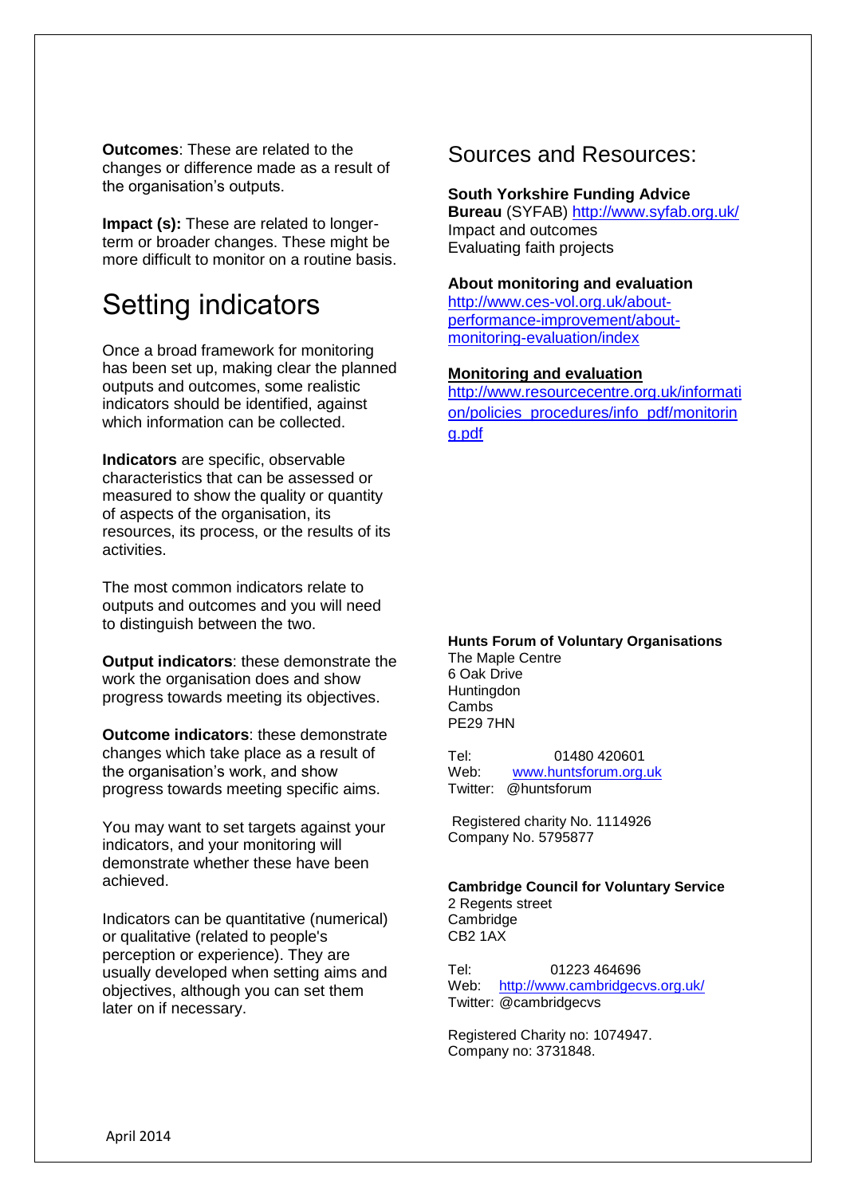**Outcomes**: These are related to the changes or difference made as a result of the organisation's outputs.

**Impact (s):** These are related to longer-term or broader changes. These might be more difficult to monitor on a routine basis.

# Setting indicators

Once a broad framework for monitoring has been set up, making clear the planned outputs and outcomes, some realistic indicators should be identified, against which information can be collected.

**Indicators** are specific, observable characteristics that can be assessed or measured to show the quality or quantity of aspects of the organisation, its resources, its process, or the results of its activities.

The most common indicators relate to outputs and outcomes and you will need to distinguish between the two.

**Output indicators**: these demonstrate the work the organisation does and show progress towards meeting its objectives.

**Outcome indicators**: these demonstrate changes which take place as a result of the organisation's work, and show progress towards meeting specific aims.

You may want to set targets against your indicators, and your monitoring will demonstrate whether these have been achieved.

Indicators can be quantitative (numerical) or qualitative (related to people's perception or experience). They are usually developed when setting aims and objectives, although you can set them later on if necessary.

## Sources and Resources:

**South Yorkshire Funding Advice Bureau** (SYFAB) http://www.syfab.org.uk/
Impact and outcomes
Evaluating faith projects

**About monitoring and evaluation**
http://www.ces-vol.org.uk/about-performance-improvement/about-monitoring-evaluation/index

**Monitoring and evaluation**
http://www.resourcecentre.org.uk/information/policies_procedures/info_pdf/monitoring.pdf

**Hunts Forum of Voluntary Organisations**
The Maple Centre
6 Oak Drive
Huntingdon
Cambs
PE29 7HN

Tel: 01480 420601
Web: www.huntsforum.org.uk
Twitter: @huntsforum

Registered charity No. 1114926
Company No. 5795877

**Cambridge Council for Voluntary Service**
2 Regents street
Cambridge
CB2 1AX

Tel: 01223 464696
Web: http://www.cambridgecvs.org.uk/
Twitter: @cambridgecvs

Registered Charity no: 1074947.
Company no: 3731848.

April 2014